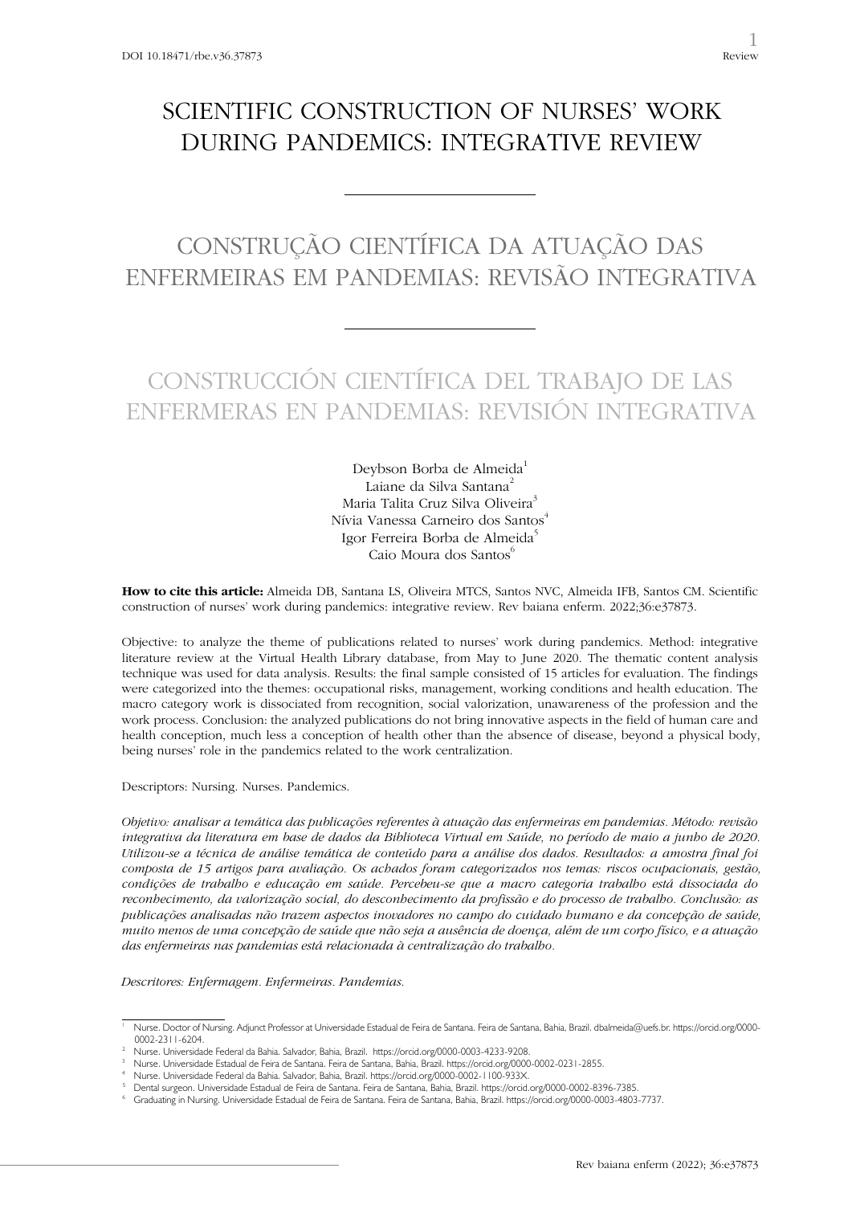DOI 10.18471/rbe.v36.37873

Review

# SCIENTIFIC CONSTRUCTION OF NURSES' WORK DURING PANDEMICS: INTEGRATIVE REVIEW

# CONSTRUÇÃO CIENTÍFICA DA ATUAÇÃO DAS ENFERMEIRAS EM PANDEMIAS: REVISÃO INTEGRATIVA

# CONSTRUCCIÓN CIENTÍFICA DEL TRABAJO DE LAS ENFERMERAS EN PANDEMIAS: REVISIÓN INTEGRATIVA

Deybson Borba de Almeida[1]
Laiane da Silva Santana[2]
Maria Talita Cruz Silva Oliveira[3]
Nívia Vanessa Carneiro dos Santos[4]
Igor Ferreira Borba de Almeida[5]
Caio Moura dos Santos[6]

**How to cite this article:** Almeida DB, Santana LS, Oliveira MTCS, Santos NVC, Almeida IFB, Santos CM. Scientific construction of nurses' work during pandemics: integrative review. Rev baiana enferm. 2022;36:e37873.

Objective: to analyze the theme of publications related to nurses' work during pandemics. Method: integrative literature review at the Virtual Health Library database, from May to June 2020. The thematic content analysis technique was used for data analysis. Results: the final sample consisted of 15 articles for evaluation. The findings were categorized into the themes: occupational risks, management, working conditions and health education. The macro category work is dissociated from recognition, social valorization, unawareness of the profession and the work process. Conclusion: the analyzed publications do not bring innovative aspects in the field of human care and health conception, much less a conception of health other than the absence of disease, beyond a physical body, being nurses' role in the pandemics related to the work centralization.

Descriptors: Nursing. Nurses. Pandemics.

*Objetivo: analisar a temática das publicações referentes à atuação das enfermeiras em pandemias. Método: revisão integrativa da literatura em base de dados da Biblioteca Virtual em Saúde, no período de maio a junho de 2020. Utilizou-se a técnica de análise temática de conteúdo para a análise dos dados. Resultados: a amostra final foi composta de 15 artigos para avaliação. Os achados foram categorizados nos temas: riscos ocupacionais, gestão, condições de trabalho e educação em saúde. Percebeu-se que a macro categoria trabalho está dissociada do reconhecimento, da valorização social, do desconhecimento da profissão e do processo de trabalho. Conclusão: as publicações analisadas não trazem aspectos inovadores no campo do cuidado humano e da concepção de saúde, muito menos de uma concepção de saúde que não seja a ausência de doença, além de um corpo físico, e a atuação das enfermeiras nas pandemias está relacionada à centralização do trabalho.*

*Descritores: Enfermagem. Enfermeiras. Pandemias.*

---

[1] Nurse. Doctor of Nursing. Adjunct Professor at Universidade Estadual de Feira de Santana. Feira de Santana, Bahia, Brazil. dbalmeida@uefs.br. https://orcid.org/0000-0002-2311-6204.
[2] Nurse. Universidade Federal da Bahia. Salvador, Bahia, Brazil. https://orcid.org/0000-0003-4233-9208.
[3] Nurse. Universidade Estadual de Feira de Santana. Feira de Santana, Bahia, Brazil. https://orcid.org/0000-0002-0231-2855.
[4] Nurse. Universidade Federal da Bahia. Salvador, Bahia, Brazil. https://orcid.org/0000-0002-1100-933X.
[5] Dental surgeon. Universidade Estadual de Feira de Santana. Feira de Santana, Bahia, Brazil. https://orcid.org/0000-0002-8396-7385.
[6] Graduating in Nursing. Universidade Estadual de Feira de Santana. Feira de Santana, Bahia, Brazil. https://orcid.org/0000-0003-4803-7737.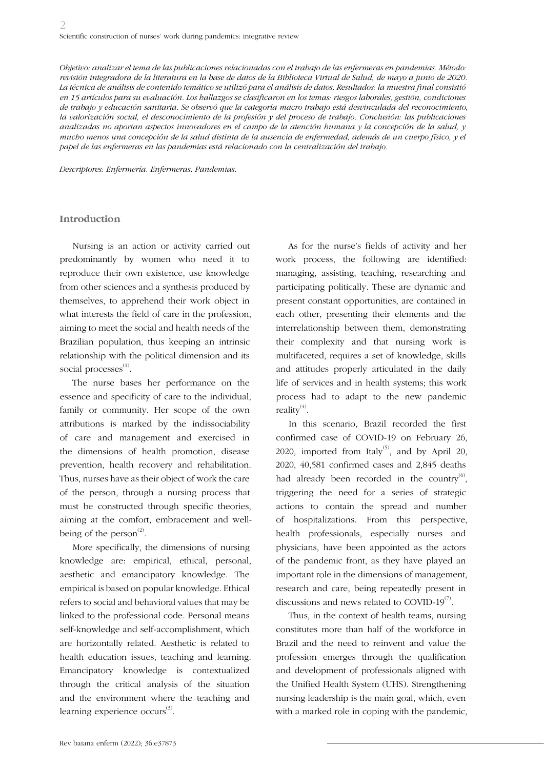*Objetivo: analizar el tema de las publicaciones relacionadas con el trabajo de las enfermeras en pandemias. Método: revisión integradora de la literatura en la base de datos de la Biblioteca Virtual de Salud, de mayo a junio de 2020. La técnica de análisis de contenido temático se utilizó para el análisis de datos. Resultados: la muestra final consistió en 15 artículos para su evaluación. Los hallazgos se clasificaron en los temas: riesgos laborales, gestión, condiciones de trabajo y educación sanitaria. Se observó que la categoría macro trabajo está desvinculada del reconocimiento, la valorización social, el desconocimiento de la profesión y del proceso de trabajo. Conclusión: las publicaciones analizadas no aportan aspectos innovadores en el campo de la atención humana y la concepción de la salud, y mucho menos una concepción de la salud distinta de la ausencia de enfermedad, además de un cuerpo físico, y el papel de las enfermeras en las pandemias está relacionado con la centralización del trabajo.*

*Descriptores: Enfermería. Enfermeras. Pandemias.*

## Introduction

Nursing is an action or activity carried out predominantly by women who need it to reproduce their own existence, use knowledge from other sciences and a synthesis produced by themselves, to apprehend their work object in what interests the field of care in the profession, aiming to meet the social and health needs of the Brazilian population, thus keeping an intrinsic relationship with the political dimension and its social processes[1].

The nurse bases her performance on the essence and specificity of care to the individual, family or community. Her scope of the own attributions is marked by the indissociability of care and management and exercised in the dimensions of health promotion, disease prevention, health recovery and rehabilitation. Thus, nurses have as their object of work the care of the person, through a nursing process that must be constructed through specific theories, aiming at the comfort, embracement and well-being of the person[2].

More specifically, the dimensions of nursing knowledge are: empirical, ethical, personal, aesthetic and emancipatory knowledge. The empirical is based on popular knowledge. Ethical refers to social and behavioral values that may be linked to the professional code. Personal means self-knowledge and self-accomplishment, which are horizontally related. Aesthetic is related to health education issues, teaching and learning. Emancipatory knowledge is contextualized through the critical analysis of the situation and the environment where the teaching and learning experience occurs[3].

As for the nurse's fields of activity and her work process, the following are identified: managing, assisting, teaching, researching and participating politically. These are dynamic and present constant opportunities, are contained in each other, presenting their elements and the interrelationship between them, demonstrating their complexity and that nursing work is multifaceted, requires a set of knowledge, skills and attitudes properly articulated in the daily life of services and in health systems; this work process had to adapt to the new pandemic reality[4].

In this scenario, Brazil recorded the first confirmed case of COVID-19 on February 26, 2020, imported from Italy[5], and by April 20, 2020, 40,581 confirmed cases and 2,845 deaths had already been recorded in the country[6], triggering the need for a series of strategic actions to contain the spread and number of hospitalizations. From this perspective, health professionals, especially nurses and physicians, have been appointed as the actors of the pandemic front, as they have played an important role in the dimensions of management, research and care, being repeatedly present in discussions and news related to COVID-19[7].

Thus, in the context of health teams, nursing constitutes more than half of the workforce in Brazil and the need to reinvent and value the profession emerges through the qualification and development of professionals aligned with the Unified Health System (UHS). Strengthening nursing leadership is the main goal, which, even with a marked role in coping with the pandemic,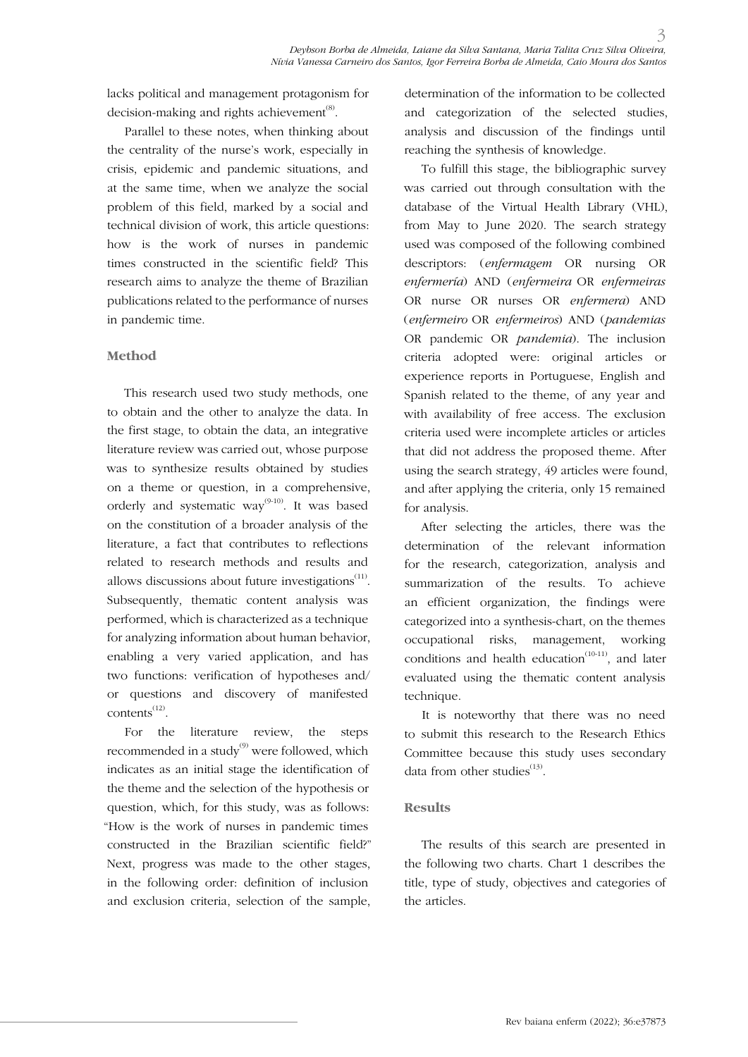lacks political and management protagonism for decision-making and rights achievement[8].

Parallel to these notes, when thinking about the centrality of the nurse's work, especially in crisis, epidemic and pandemic situations, and at the same time, when we analyze the social problem of this field, marked by a social and technical division of work, this article questions: how is the work of nurses in pandemic times constructed in the scientific field? This research aims to analyze the theme of Brazilian publications related to the performance of nurses in pandemic time.

## Method

This research used two study methods, one to obtain and the other to analyze the data. In the first stage, to obtain the data, an integrative literature review was carried out, whose purpose was to synthesize results obtained by studies on a theme or question, in a comprehensive, orderly and systematic way[9-10]. It was based on the constitution of a broader analysis of the literature, a fact that contributes to reflections related to research methods and results and allows discussions about future investigations[11]. Subsequently, thematic content analysis was performed, which is characterized as a technique for analyzing information about human behavior, enabling a very varied application, and has two functions: verification of hypotheses and/or questions and discovery of manifested contents[12].

For the literature review, the steps recommended in a study[9] were followed, which indicates as an initial stage the identification of the theme and the selection of the hypothesis or question, which, for this study, was as follows: "How is the work of nurses in pandemic times constructed in the Brazilian scientific field?" Next, progress was made to the other stages, in the following order: definition of inclusion and exclusion criteria, selection of the sample, determination of the information to be collected and categorization of the selected studies, analysis and discussion of the findings until reaching the synthesis of knowledge.

To fulfill this stage, the bibliographic survey was carried out through consultation with the database of the Virtual Health Library (VHL), from May to June 2020. The search strategy used was composed of the following combined descriptors: (*enfermagem* OR nursing OR *enfermería*) AND (*enfermeira* OR *enfermeiras* OR nurse OR nurses OR *enfermera*) AND (*enfermeiro* OR *enfermeiros*) AND (*pandemias* OR pandemic OR *pandemia*). The inclusion criteria adopted were: original articles or experience reports in Portuguese, English and Spanish related to the theme, of any year and with availability of free access. The exclusion criteria used were incomplete articles or articles that did not address the proposed theme. After using the search strategy, 49 articles were found, and after applying the criteria, only 15 remained for analysis.

After selecting the articles, there was the determination of the relevant information for the research, categorization, analysis and summarization of the results. To achieve an efficient organization, the findings were categorized into a synthesis-chart, on the themes occupational risks, management, working conditions and health education[10-11], and later evaluated using the thematic content analysis technique.

It is noteworthy that there was no need to submit this research to the Research Ethics Committee because this study uses secondary data from other studies[13].

## Results

The results of this search are presented in the following two charts. Chart 1 describes the title, type of study, objectives and categories of the articles.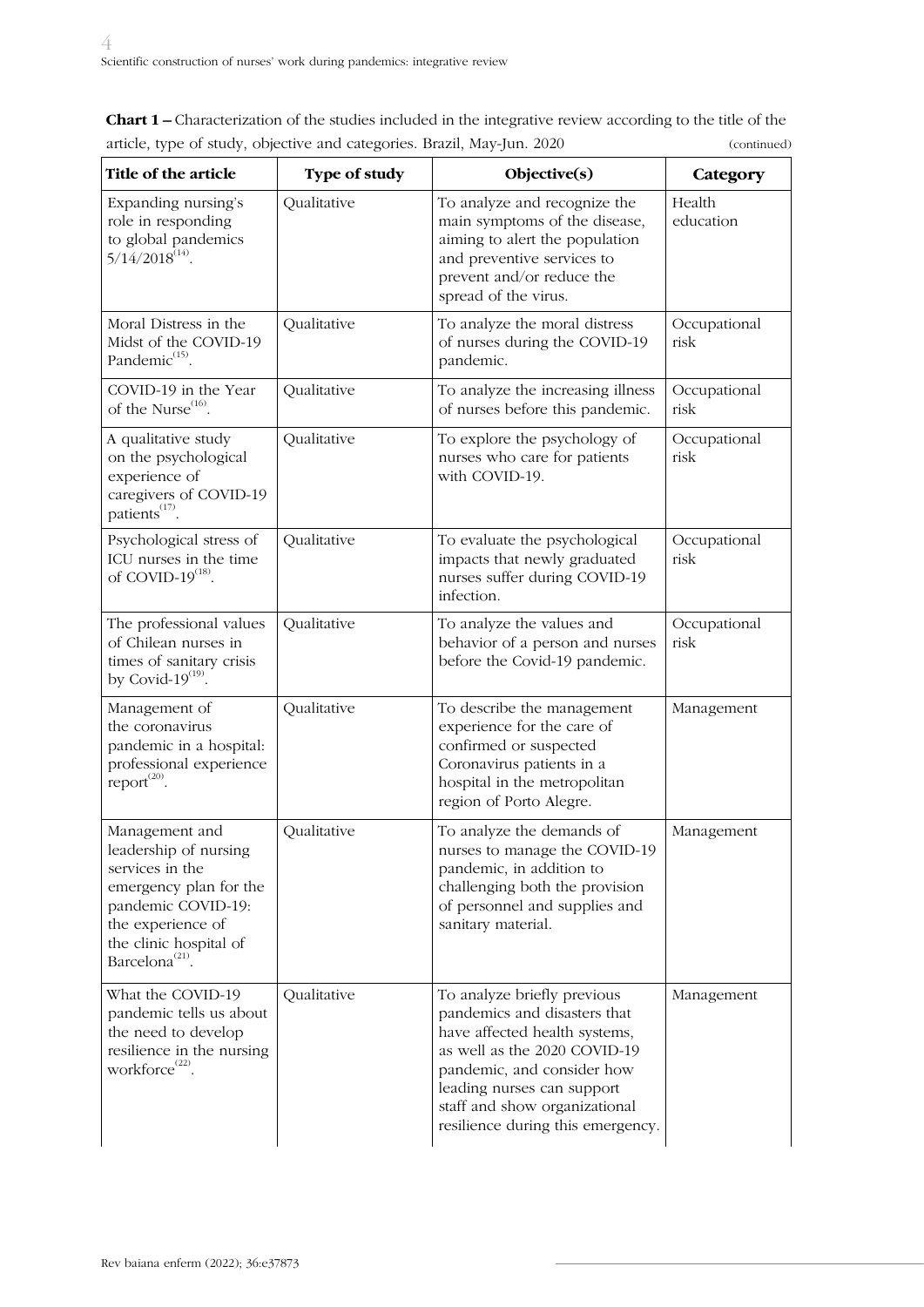**Chart 1 –** Characterization of the studies included in the integrative review according to the title of the article, type of study, objective and categories. Brazil, May-Jun. 2020 (continued)

| Title of the article | Type of study | Objective(s) | Category |
|---|---|---|---|
| Expanding nursing's role in responding to global pandemics 5/14/2018[14]. | Qualitative | To analyze and recognize the main symptoms of the disease, aiming to alert the population and preventive services to prevent and/or reduce the spread of the virus. | Health education |
| Moral Distress in the Midst of the COVID-19 Pandemic[15]. | Qualitative | To analyze the moral distress of nurses during the COVID-19 pandemic. | Occupational risk |
| COVID-19 in the Year of the Nurse[16]. | Qualitative | To analyze the increasing illness of nurses before this pandemic. | Occupational risk |
| A qualitative study on the psychological experience of caregivers of COVID-19 patients[17]. | Qualitative | To explore the psychology of nurses who care for patients with COVID-19. | Occupational risk |
| Psychological stress of ICU nurses in the time of COVID-19[18]. | Qualitative | To evaluate the psychological impacts that newly graduated nurses suffer during COVID-19 infection. | Occupational risk |
| The professional values of Chilean nurses in times of sanitary crisis by Covid-19[19]. | Qualitative | To analyze the values and behavior of a person and nurses before the Covid-19 pandemic. | Occupational risk |
| Management of the coronavirus pandemic in a hospital: professional experience report[20]. | Qualitative | To describe the management experience for the care of confirmed or suspected Coronavirus patients in a hospital in the metropolitan region of Porto Alegre. | Management |
| Management and leadership of nursing services in the emergency plan for the pandemic COVID-19: the experience of the clinic hospital of Barcelona[21]. | Qualitative | To analyze the demands of nurses to manage the COVID-19 pandemic, in addition to challenging both the provision of personnel and supplies and sanitary material. | Management |
| What the COVID-19 pandemic tells us about the need to develop resilience in the nursing workforce[22]. | Qualitative | To analyze briefly previous pandemics and disasters that have affected health systems, as well as the 2020 COVID-19 pandemic, and consider how leading nurses can support staff and show organizational resilience during this emergency. | Management |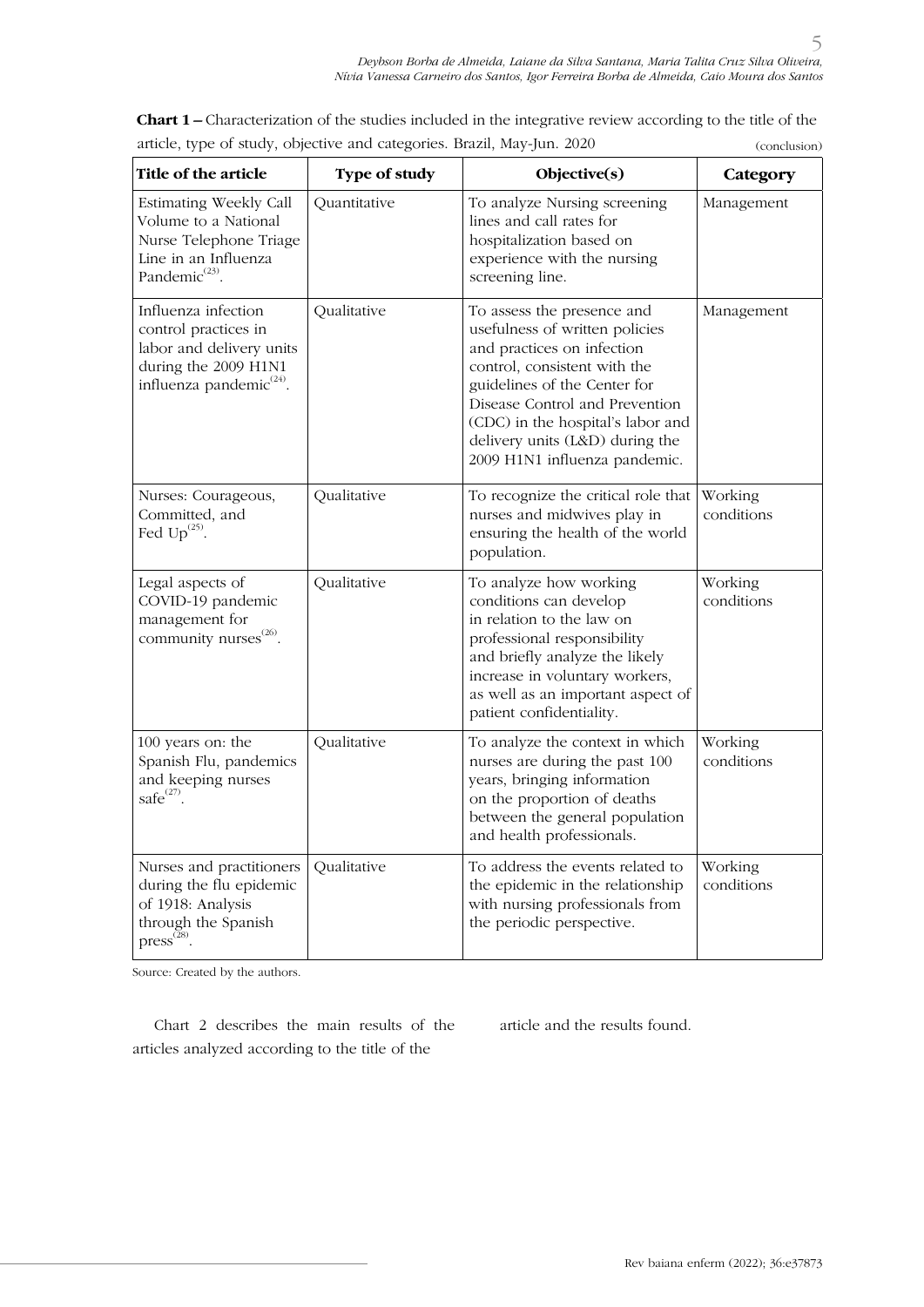**Chart 1 –** Characterization of the studies included in the integrative review according to the title of the article, type of study, objective and categories. Brazil, May-Jun. 2020 (conclusion)

| Title of the article | Type of study | Objective(s) | Category |
|---|---|---|---|
| Estimating Weekly Call Volume to a National Nurse Telephone Triage Line in an Influenza Pandemic[23]. | Quantitative | To analyze Nursing screening lines and call rates for hospitalization based on experience with the nursing screening line. | Management |
| Influenza infection control practices in labor and delivery units during the 2009 H1N1 influenza pandemic[24]. | Qualitative | To assess the presence and usefulness of written policies and practices on infection control, consistent with the guidelines of the Center for Disease Control and Prevention (CDC) in the hospital's labor and delivery units (L&D) during the 2009 H1N1 influenza pandemic. | Management |
| Nurses: Courageous, Committed, and Fed Up[25]. | Qualitative | To recognize the critical role that nurses and midwives play in ensuring the health of the world population. | Working conditions |
| Legal aspects of COVID-19 pandemic management for community nurses[26]. | Qualitative | To analyze how working conditions can develop in relation to the law on professional responsibility and briefly analyze the likely increase in voluntary workers, as well as an important aspect of patient confidentiality. | Working conditions |
| 100 years on: the Spanish Flu, pandemics and keeping nurses safe[27]. | Qualitative | To analyze the context in which nurses are during the past 100 years, bringing information on the proportion of deaths between the general population and health professionals. | Working conditions |
| Nurses and practitioners during the flu epidemic of 1918: Analysis through the Spanish press[28]. | Qualitative | To address the events related to the epidemic in the relationship with nursing professionals from the periodic perspective. | Working conditions |

Source: Created by the authors.

Chart 2 describes the main results of the articles analyzed according to the title of the article and the results found.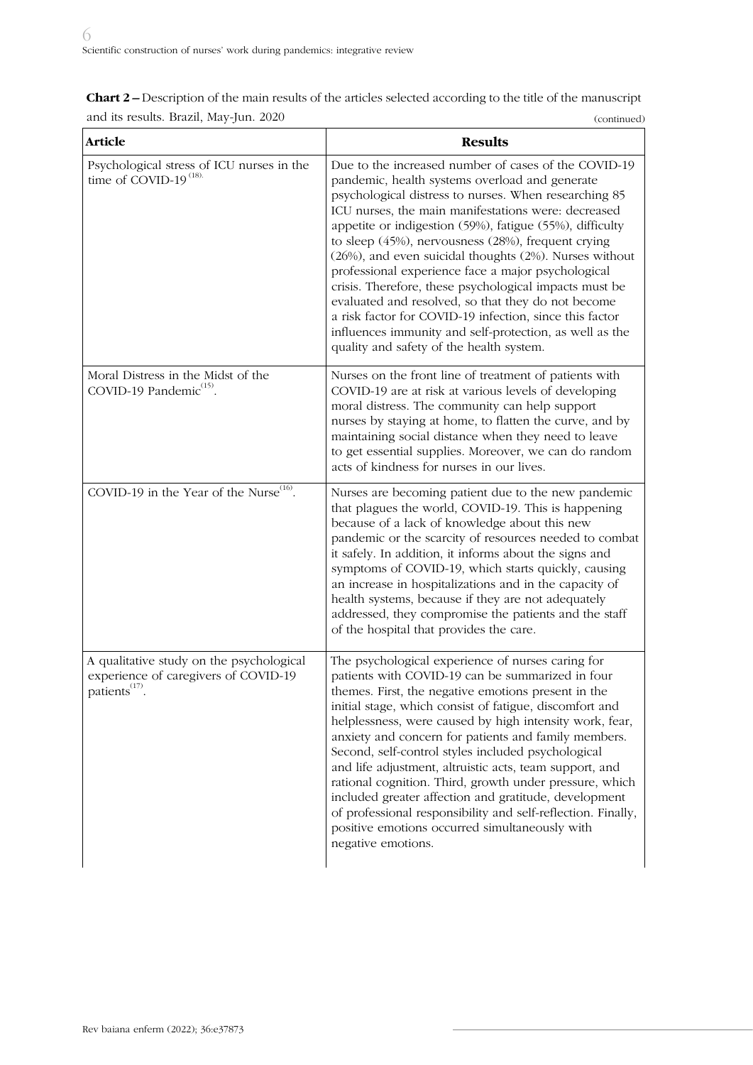**Chart 2 –** Description of the main results of the articles selected according to the title of the manuscript and its results. Brazil, May-Jun. 2020

(continued)

| Article | Results |
|---|---|
| Psychological stress of ICU nurses in the time of COVID-19[18]. | Due to the increased number of cases of the COVID-19 pandemic, health systems overload and generate psychological distress to nurses. When researching 85 ICU nurses, the main manifestations were: decreased appetite or indigestion (59%), fatigue (55%), difficulty to sleep (45%), nervousness (28%), frequent crying (26%), and even suicidal thoughts (2%). Nurses without professional experience face a major psychological crisis. Therefore, these psychological impacts must be evaluated and resolved, so that they do not become a risk factor for COVID-19 infection, since this factor influences immunity and self-protection, as well as the quality and safety of the health system. |
| Moral Distress in the Midst of the COVID-19 Pandemic[15]. | Nurses on the front line of treatment of patients with COVID-19 are at risk at various levels of developing moral distress. The community can help support nurses by staying at home, to flatten the curve, and by maintaining social distance when they need to leave to get essential supplies. Moreover, we can do random acts of kindness for nurses in our lives. |
| COVID-19 in the Year of the Nurse[16]. | Nurses are becoming patient due to the new pandemic that plagues the world, COVID-19. This is happening because of a lack of knowledge about this new pandemic or the scarcity of resources needed to combat it safely. In addition, it informs about the signs and symptoms of COVID-19, which starts quickly, causing an increase in hospitalizations and in the capacity of health systems, because if they are not adequately addressed, they compromise the patients and the staff of the hospital that provides the care. |
| A qualitative study on the psychological experience of caregivers of COVID-19 patients[17]. | The psychological experience of nurses caring for patients with COVID-19 can be summarized in four themes. First, the negative emotions present in the initial stage, which consist of fatigue, discomfort and helplessness, were caused by high intensity work, fear, anxiety and concern for patients and family members. Second, self-control styles included psychological and life adjustment, altruistic acts, team support, and rational cognition. Third, growth under pressure, which included greater affection and gratitude, development of professional responsibility and self-reflection. Finally, positive emotions occurred simultaneously with negative emotions. |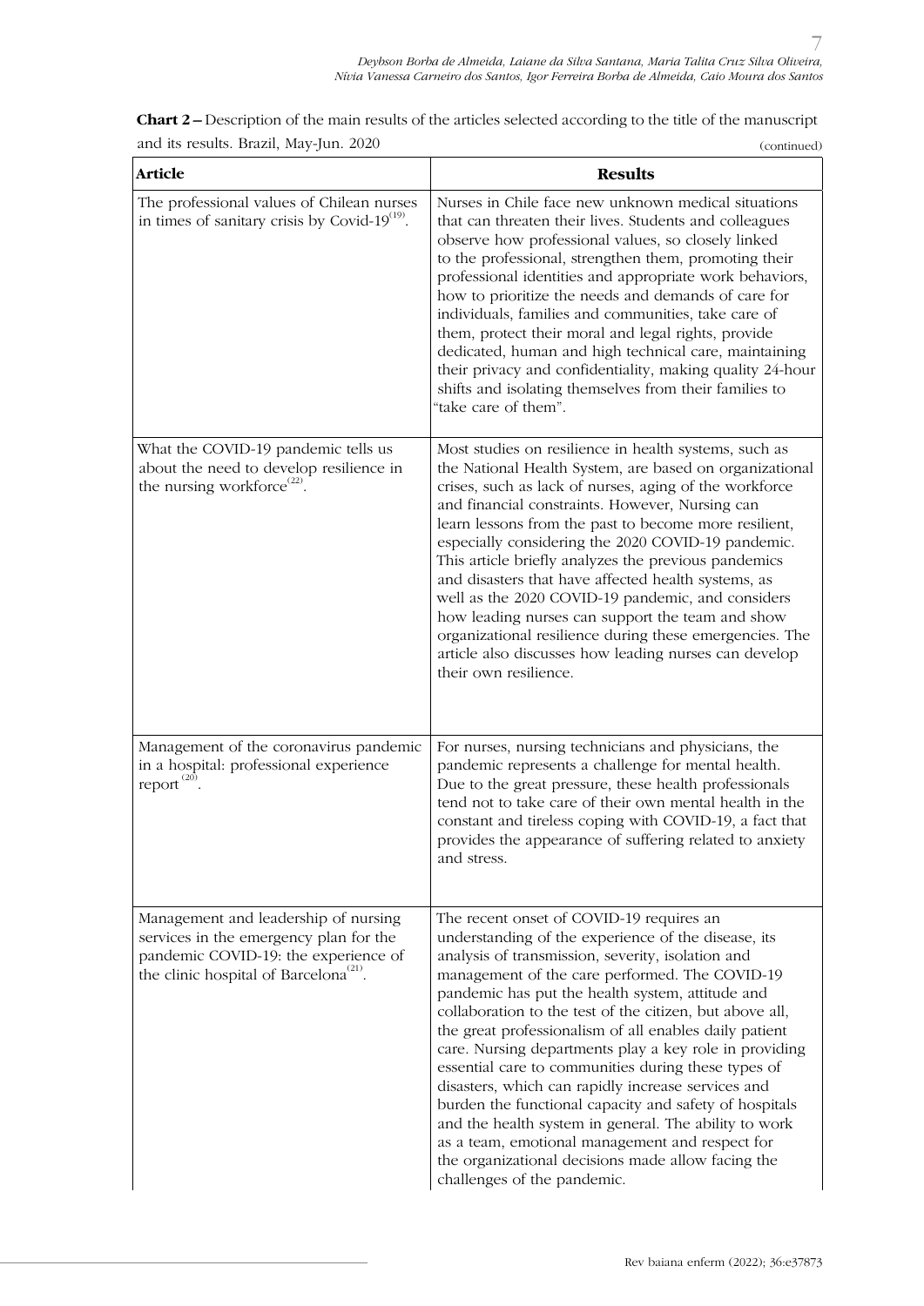**Chart 2 –** Description of the main results of the articles selected according to the title of the manuscript and its results. Brazil, May-Jun. 2020

(continued)

| Article | Results |
|---|---|
| The professional values of Chilean nurses in times of sanitary crisis by Covid-19[19]. | Nurses in Chile face new unknown medical situations that can threaten their lives. Students and colleagues observe how professional values, so closely linked to the professional, strengthen them, promoting their professional identities and appropriate work behaviors, how to prioritize the needs and demands of care for individuals, families and communities, take care of them, protect their moral and legal rights, provide dedicated, human and high technical care, maintaining their privacy and confidentiality, making quality 24-hour shifts and isolating themselves from their families to "take care of them". |
| What the COVID-19 pandemic tells us about the need to develop resilience in the nursing workforce[22]. | Most studies on resilience in health systems, such as the National Health System, are based on organizational crises, such as lack of nurses, aging of the workforce and financial constraints. However, Nursing can learn lessons from the past to become more resilient, especially considering the 2020 COVID-19 pandemic. This article briefly analyzes the previous pandemics and disasters that have affected health systems, as well as the 2020 COVID-19 pandemic, and considers how leading nurses can support the team and show organizational resilience during these emergencies. The article also discusses how leading nurses can develop their own resilience. |
| Management of the coronavirus pandemic in a hospital: professional experience report[20]. | For nurses, nursing technicians and physicians, the pandemic represents a challenge for mental health. Due to the great pressure, these health professionals tend not to take care of their own mental health in the constant and tireless coping with COVID-19, a fact that provides the appearance of suffering related to anxiety and stress. |
| Management and leadership of nursing services in the emergency plan for the pandemic COVID-19: the experience of the clinic hospital of Barcelona[21]. | The recent onset of COVID-19 requires an understanding of the experience of the disease, its analysis of transmission, severity, isolation and management of the care performed. The COVID-19 pandemic has put the health system, attitude and collaboration to the test of the citizen, but above all, the great professionalism of all enables daily patient care. Nursing departments play a key role in providing essential care to communities during these types of disasters, which can rapidly increase services and burden the functional capacity and safety of hospitals and the health system in general. The ability to work as a team, emotional management and respect for the organizational decisions made allow facing the challenges of the pandemic. |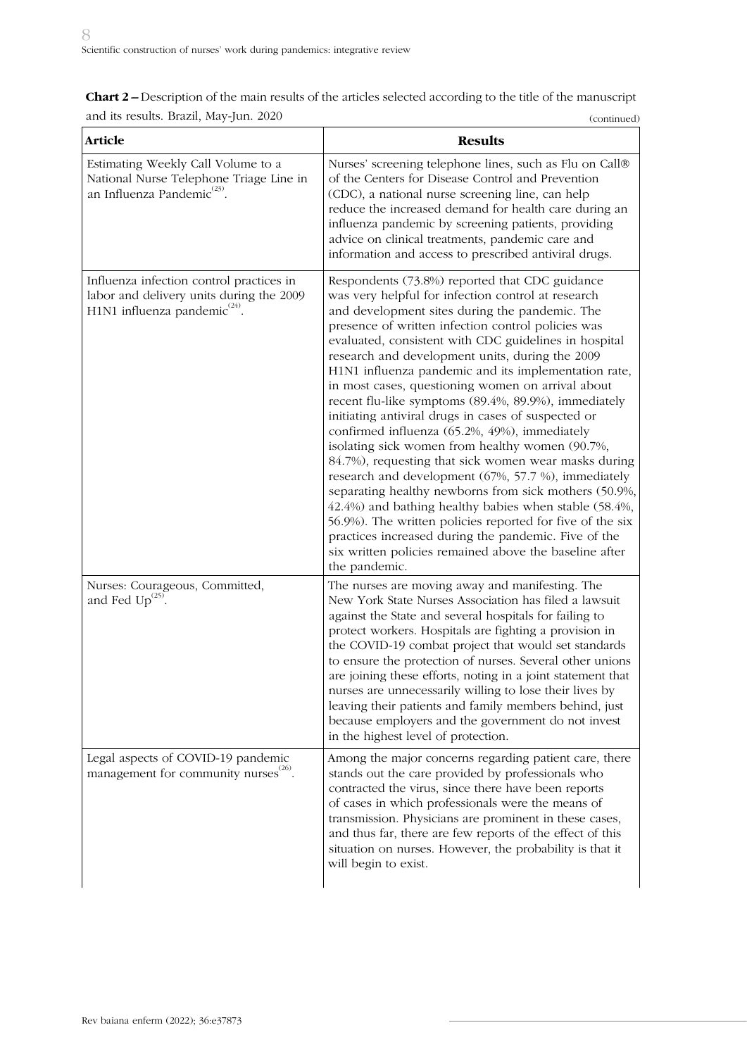**Chart 2 –** Description of the main results of the articles selected according to the title of the manuscript and its results. Brazil, May-Jun. 2020

(continued)

| Article | Results |
|---|---|
| Estimating Weekly Call Volume to a National Nurse Telephone Triage Line in an Influenza Pandemic[23]. | Nurses' screening telephone lines, such as Flu on Call® of the Centers for Disease Control and Prevention (CDC), a national nurse screening line, can help reduce the increased demand for health care during an influenza pandemic by screening patients, providing advice on clinical treatments, pandemic care and information and access to prescribed antiviral drugs. |
| Influenza infection control practices in labor and delivery units during the 2009 H1N1 influenza pandemic[24]. | Respondents (73.8%) reported that CDC guidance was very helpful for infection control at research and development sites during the pandemic. The presence of written infection control policies was evaluated, consistent with CDC guidelines in hospital research and development units, during the 2009 H1N1 influenza pandemic and its implementation rate, in most cases, questioning women on arrival about recent flu-like symptoms (89.4%, 89.9%), immediately initiating antiviral drugs in cases of suspected or confirmed influenza (65.2%, 49%), immediately isolating sick women from healthy women (90.7%, 84.7%), requesting that sick women wear masks during research and development (67%, 57.7 %), immediately separating healthy newborns from sick mothers (50.9%, 42.4%) and bathing healthy babies when stable (58.4%, 56.9%). The written policies reported for five of the six practices increased during the pandemic. Five of the six written policies remained above the baseline after the pandemic. |
| Nurses: Courageous, Committed, and Fed Up[25]. | The nurses are moving away and manifesting. The New York State Nurses Association has filed a lawsuit against the State and several hospitals for failing to protect workers. Hospitals are fighting a provision in the COVID-19 combat project that would set standards to ensure the protection of nurses. Several other unions are joining these efforts, noting in a joint statement that nurses are unnecessarily willing to lose their lives by leaving their patients and family members behind, just because employers and the government do not invest in the highest level of protection. |
| Legal aspects of COVID-19 pandemic management for community nurses[26]. | Among the major concerns regarding patient care, there stands out the care provided by professionals who contracted the virus, since there have been reports of cases in which professionals were the means of transmission. Physicians are prominent in these cases, and thus far, there are few reports of the effect of this situation on nurses. However, the probability is that it will begin to exist. |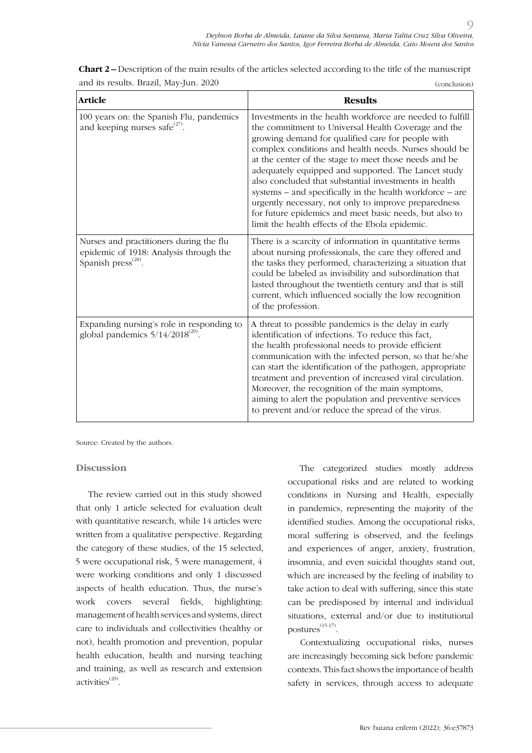**Chart 2 –** Description of the main results of the articles selected according to the title of the manuscript and its results. Brazil, May-Jun. 2020 (conclusion)

| Article | Results |
|---|---|
| 100 years on: the Spanish Flu, pandemics and keeping nurses safe[27]. | Investments in the health workforce are needed to fulfill the commitment to Universal Health Coverage and the growing demand for qualified care for people with complex conditions and health needs. Nurses should be at the center of the stage to meet those needs and be adequately equipped and supported. The Lancet study also concluded that substantial investments in health systems – and specifically in the health workforce – are urgently necessary, not only to improve preparedness for future epidemics and meet basic needs, but also to limit the health effects of the Ebola epidemic. |
| Nurses and practitioners during the flu epidemic of 1918: Analysis through the Spanish press[28]. | There is a scarcity of information in quantitative terms about nursing professionals, the care they offered and the tasks they performed, characterizing a situation that could be labeled as invisibility and subordination that lasted throughout the twentieth century and that is still current, which influenced socially the low recognition of the profession. |
| Expanding nursing's role in responding to global pandemics 5/14/2018[29]. | A threat to possible pandemics is the delay in early identification of infections. To reduce this fact, the health professional needs to provide efficient communication with the infected person, so that he/she can start the identification of the pathogen, appropriate treatment and prevention of increased viral circulation. Moreover, the recognition of the main symptoms, aiming to alert the population and preventive services to prevent and/or reduce the spread of the virus. |

Source: Created by the authors.

## Discussion

The review carried out in this study showed that only 1 article selected for evaluation dealt with quantitative research, while 14 articles were written from a qualitative perspective. Regarding the category of these studies, of the 15 selected, 5 were occupational risk, 5 were management, 4 were working conditions and only 1 discussed aspects of health education. Thus, the nurse's work covers several fields, highlighting: management of health services and systems, direct care to individuals and collectivities (healthy or not), health promotion and prevention, popular health education, health and nursing teaching and training, as well as research and extension activities[29].

The categorized studies mostly address occupational risks and are related to working conditions in Nursing and Health, especially in pandemics, representing the majority of the identified studies. Among the occupational risks, moral suffering is observed, and the feelings and experiences of anger, anxiety, frustration, insomnia, and even suicidal thoughts stand out, which are increased by the feeling of inability to take action to deal with suffering, since this state can be predisposed by internal and individual situations, external and/or due to institutional postures[15-17].

Contextualizing occupational risks, nurses are increasingly becoming sick before pandemic contexts. This fact shows the importance of health safety in services, through access to adequate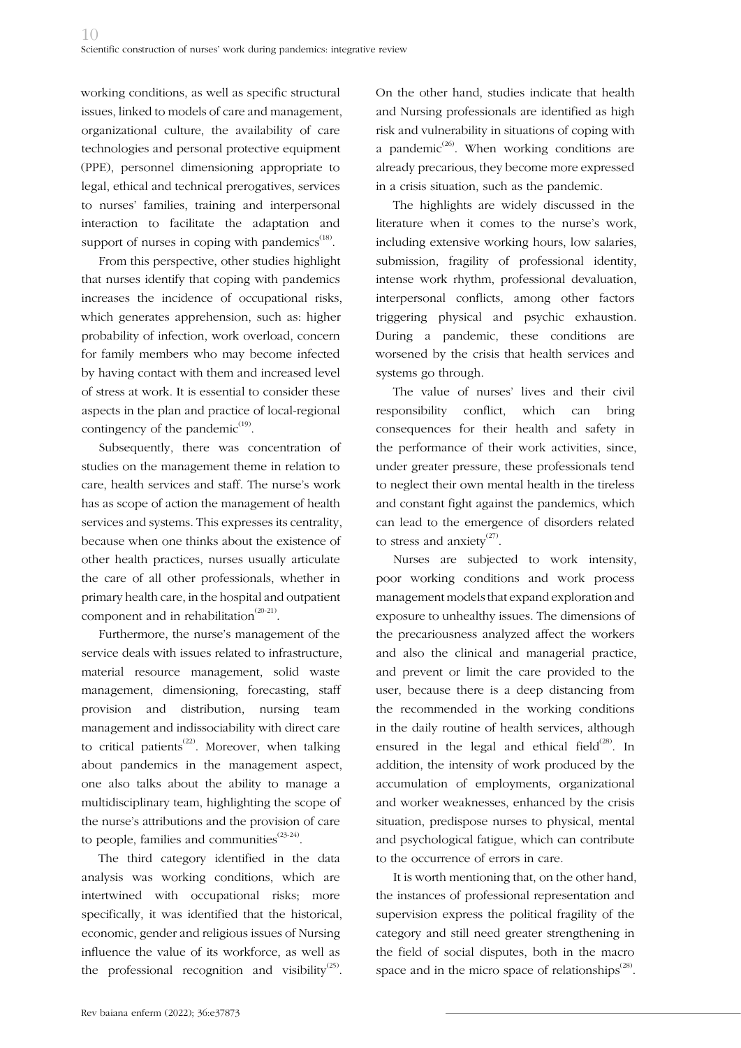working conditions, as well as specific structural issues, linked to models of care and management, organizational culture, the availability of care technologies and personal protective equipment (PPE), personnel dimensioning appropriate to legal, ethical and technical prerogatives, services to nurses' families, training and interpersonal interaction to facilitate the adaptation and support of nurses in coping with pandemics[18].

From this perspective, other studies highlight that nurses identify that coping with pandemics increases the incidence of occupational risks, which generates apprehension, such as: higher probability of infection, work overload, concern for family members who may become infected by having contact with them and increased level of stress at work. It is essential to consider these aspects in the plan and practice of local-regional contingency of the pandemic[19].

Subsequently, there was concentration of studies on the management theme in relation to care, health services and staff. The nurse's work has as scope of action the management of health services and systems. This expresses its centrality, because when one thinks about the existence of other health practices, nurses usually articulate the care of all other professionals, whether in primary health care, in the hospital and outpatient component and in rehabilitation[20-21].

Furthermore, the nurse's management of the service deals with issues related to infrastructure, material resource management, solid waste management, dimensioning, forecasting, staff provision and distribution, nursing team management and indissociability with direct care to critical patients[22]. Moreover, when talking about pandemics in the management aspect, one also talks about the ability to manage a multidisciplinary team, highlighting the scope of the nurse's attributions and the provision of care to people, families and communities[23-24].

The third category identified in the data analysis was working conditions, which are intertwined with occupational risks; more specifically, it was identified that the historical, economic, gender and religious issues of Nursing influence the value of its workforce, as well as the professional recognition and visibility[25]. On the other hand, studies indicate that health and Nursing professionals are identified as high risk and vulnerability in situations of coping with a pandemic[26]. When working conditions are already precarious, they become more expressed in a crisis situation, such as the pandemic.

The highlights are widely discussed in the literature when it comes to the nurse's work, including extensive working hours, low salaries, submission, fragility of professional identity, intense work rhythm, professional devaluation, interpersonal conflicts, among other factors triggering physical and psychic exhaustion. During a pandemic, these conditions are worsened by the crisis that health services and systems go through.

The value of nurses' lives and their civil responsibility conflict, which can bring consequences for their health and safety in the performance of their work activities, since, under greater pressure, these professionals tend to neglect their own mental health in the tireless and constant fight against the pandemics, which can lead to the emergence of disorders related to stress and anxiety[27].

Nurses are subjected to work intensity, poor working conditions and work process management models that expand exploration and exposure to unhealthy issues. The dimensions of the precariousness analyzed affect the workers and also the clinical and managerial practice, and prevent or limit the care provided to the user, because there is a deep distancing from the recommended in the working conditions in the daily routine of health services, although ensured in the legal and ethical field[28]. In addition, the intensity of work produced by the accumulation of employments, organizational and worker weaknesses, enhanced by the crisis situation, predispose nurses to physical, mental and psychological fatigue, which can contribute to the occurrence of errors in care.

It is worth mentioning that, on the other hand, the instances of professional representation and supervision express the political fragility of the category and still need greater strengthening in the field of social disputes, both in the macro space and in the micro space of relationships[28].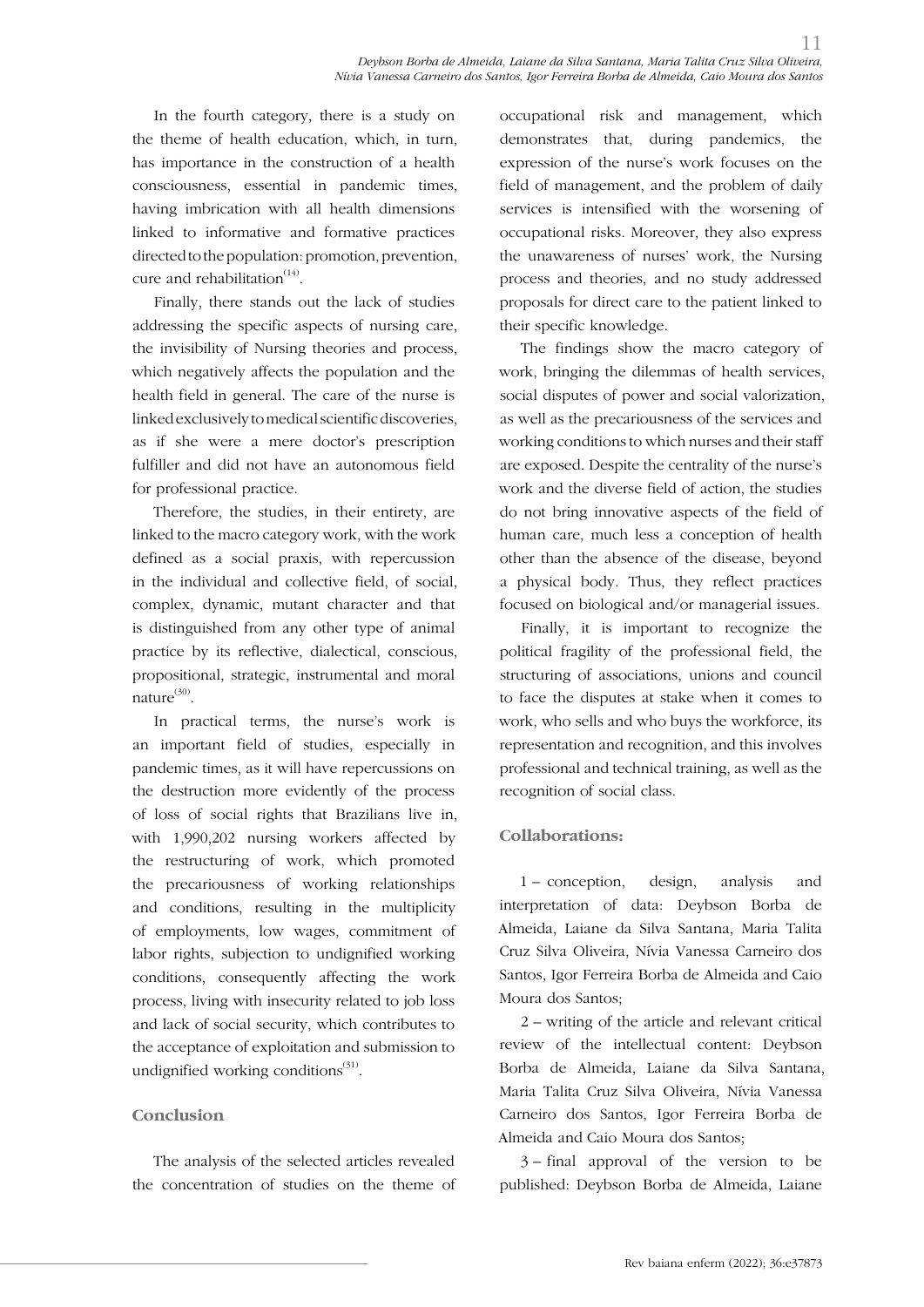In the fourth category, there is a study on the theme of health education, which, in turn, has importance in the construction of a health consciousness, essential in pandemic times, having imbrication with all health dimensions linked to informative and formative practices directed to the population: promotion, prevention, cure and rehabilitation[14].

Finally, there stands out the lack of studies addressing the specific aspects of nursing care, the invisibility of Nursing theories and process, which negatively affects the population and the health field in general. The care of the nurse is linked exclusively to medical scientific discoveries, as if she were a mere doctor's prescription fulfiller and did not have an autonomous field for professional practice.

Therefore, the studies, in their entirety, are linked to the macro category work, with the work defined as a social praxis, with repercussion in the individual and collective field, of social, complex, dynamic, mutant character and that is distinguished from any other type of animal practice by its reflective, dialectical, conscious, propositional, strategic, instrumental and moral nature[30].

In practical terms, the nurse's work is an important field of studies, especially in pandemic times, as it will have repercussions on the destruction more evidently of the process of loss of social rights that Brazilians live in, with 1,990,202 nursing workers affected by the restructuring of work, which promoted the precariousness of working relationships and conditions, resulting in the multiplicity of employments, low wages, commitment of labor rights, subjection to undignified working conditions, consequently affecting the work process, living with insecurity related to job loss and lack of social security, which contributes to the acceptance of exploitation and submission to undignified working conditions[31].

## Conclusion

The analysis of the selected articles revealed the concentration of studies on the theme of occupational risk and management, which demonstrates that, during pandemics, the expression of the nurse's work focuses on the field of management, and the problem of daily services is intensified with the worsening of occupational risks. Moreover, they also express the unawareness of nurses' work, the Nursing process and theories, and no study addressed proposals for direct care to the patient linked to their specific knowledge.

The findings show the macro category of work, bringing the dilemmas of health services, social disputes of power and social valorization, as well as the precariousness of the services and working conditions to which nurses and their staff are exposed. Despite the centrality of the nurse's work and the diverse field of action, the studies do not bring innovative aspects of the field of human care, much less a conception of health other than the absence of the disease, beyond a physical body. Thus, they reflect practices focused on biological and/or managerial issues.

Finally, it is important to recognize the political fragility of the professional field, the structuring of associations, unions and council to face the disputes at stake when it comes to work, who sells and who buys the workforce, its representation and recognition, and this involves professional and technical training, as well as the recognition of social class.

## Collaborations:

1 – conception, design, analysis and interpretation of data: Deybson Borba de Almeida, Laiane da Silva Santana, Maria Talita Cruz Silva Oliveira, Nívia Vanessa Carneiro dos Santos, Igor Ferreira Borba de Almeida and Caio Moura dos Santos;

2 – writing of the article and relevant critical review of the intellectual content: Deybson Borba de Almeida, Laiane da Silva Santana, Maria Talita Cruz Silva Oliveira, Nívia Vanessa Carneiro dos Santos, Igor Ferreira Borba de Almeida and Caio Moura dos Santos;

3 – final approval of the version to be published: Deybson Borba de Almeida, Laiane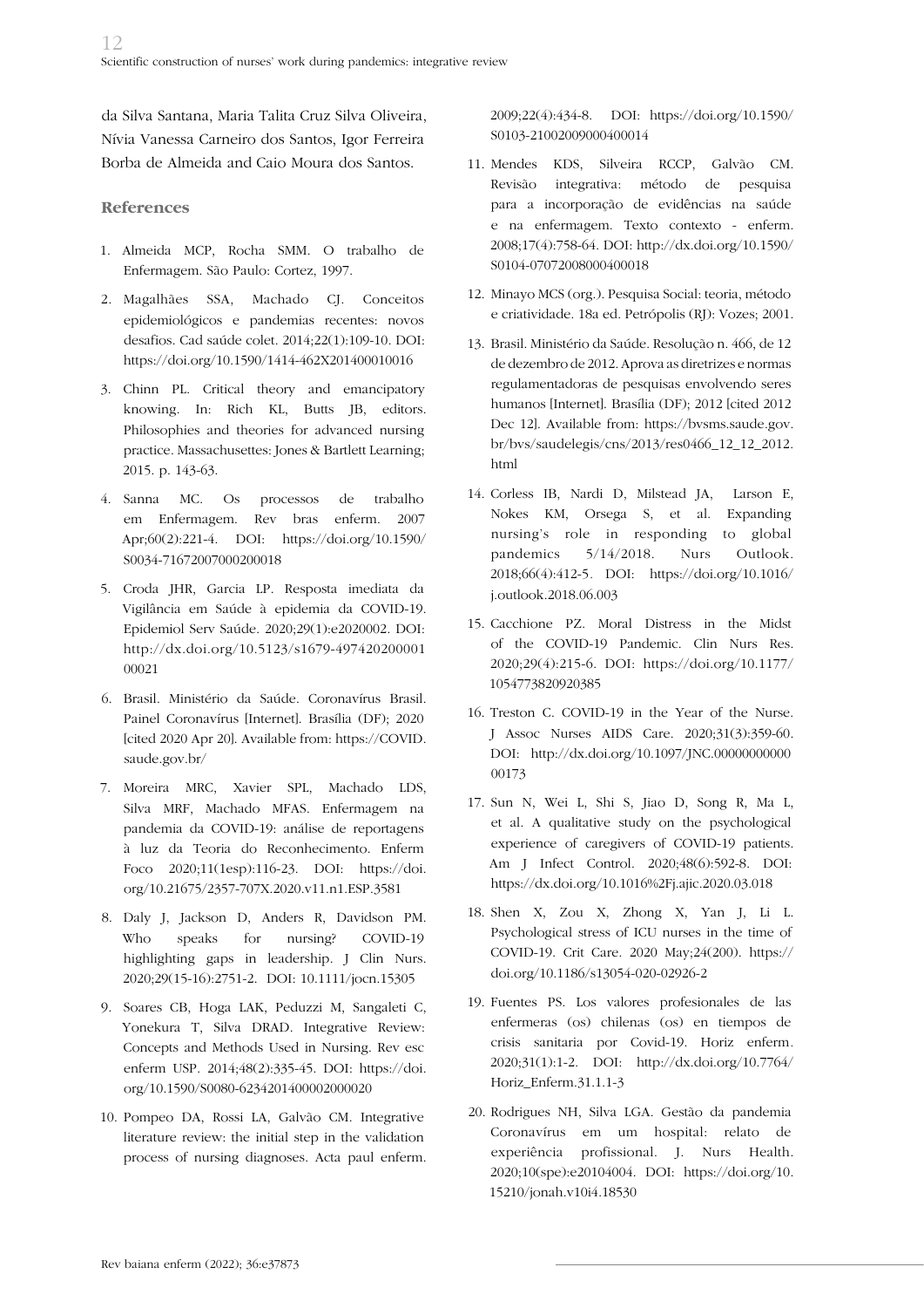da Silva Santana, Maria Talita Cruz Silva Oliveira, Nívia Vanessa Carneiro dos Santos, Igor Ferreira Borba de Almeida and Caio Moura dos Santos.

## References

1. Almeida MCP, Rocha SMM. O trabalho de Enfermagem. São Paulo: Cortez, 1997.
2. Magalhães SSA, Machado CJ. Conceitos epidemiológicos e pandemias recentes: novos desafios. Cad saúde colet. 2014;22(1):109-10. DOI: https://doi.org/10.1590/1414-462X201400010016
3. Chinn PL. Critical theory and emancipatory knowing. In: Rich KL, Butts JB, editors. Philosophies and theories for advanced nursing practice. Massachusettes: Jones & Bartlett Learning; 2015. p. 143-63.
4. Sanna MC. Os processos de trabalho em Enfermagem. Rev bras enferm. 2007 Apr;60(2):221-4. DOI: https://doi.org/10.1590/S0034-71672007000200018
5. Croda JHR, Garcia LP. Resposta imediata da Vigilância em Saúde à epidemia da COVID-19. Epidemiol Serv Saúde. 2020;29(1):e2020002. DOI: http://dx.doi.org/10.5123/s1679-49742020000100021
6. Brasil. Ministério da Saúde. Coronavírus Brasil. Painel Coronavírus [Internet]. Brasília (DF); 2020 [cited 2020 Apr 20]. Available from: https://COVID.saude.gov.br/
7. Moreira MRC, Xavier SPL, Machado LDS, Silva MRF, Machado MFAS. Enfermagem na pandemia da COVID-19: análise de reportagens à luz da Teoria do Reconhecimento. Enferm Foco 2020;11(1esp):116-23. DOI: https://doi.org/10.21675/2357-707X.2020.v11.n1.ESP.3581
8. Daly J, Jackson D, Anders R, Davidson PM. Who speaks for nursing? COVID-19 highlighting gaps in leadership. J Clin Nurs. 2020;29(15-16):2751-2. DOI: 10.1111/jocn.15305
9. Soares CB, Hoga LAK, Peduzzi M, Sangaleti C, Yonekura T, Silva DRAD. Integrative Review: Concepts and Methods Used in Nursing. Rev esc enferm USP. 2014;48(2):335-45. DOI: https://doi.org/10.1590/S0080-6234201400002000020
10. Pompeo DA, Rossi LA, Galvão CM. Integrative literature review: the initial step in the validation process of nursing diagnoses. Acta paul enferm. 2009;22(4):434-8. DOI: https://doi.org/10.1590/S0103-21002009000400014
11. Mendes KDS, Silveira RCCP, Galvão CM. Revisão integrativa: método de pesquisa para a incorporação de evidências na saúde e na enfermagem. Texto contexto - enferm. 2008;17(4):758-64. DOI: http://dx.doi.org/10.1590/S0104-07072008000400018
12. Minayo MCS (org.). Pesquisa Social: teoria, método e criatividade. 18a ed. Petrópolis (RJ): Vozes; 2001.
13. Brasil. Ministério da Saúde. Resolução n. 466, de 12 de dezembro de 2012. Aprova as diretrizes e normas regulamentadoras de pesquisas envolvendo seres humanos [Internet]. Brasília (DF); 2012 [cited 2012 Dec 12]. Available from: https://bvsms.saude.gov.br/bvs/saudelegis/cns/2013/res0466_12_12_2012.html
14. Corless IB, Nardi D, Milstead JA, Larson E, Nokes KM, Orsega S, et al. Expanding nursing's role in responding to global pandemics 5/14/2018. Nurs Outlook. 2018;66(4):412-5. DOI: https://doi.org/10.1016/j.outlook.2018.06.003
15. Cacchione PZ. Moral Distress in the Midst of the COVID-19 Pandemic. Clin Nurs Res. 2020;29(4):215-6. DOI: https://doi.org/10.1177/1054773820920385
16. Treston C. COVID-19 in the Year of the Nurse. J Assoc Nurses AIDS Care. 2020;31(3):359-60. DOI: http://dx.doi.org/10.1097/JNC.0000000000000173
17. Sun N, Wei L, Shi S, Jiao D, Song R, Ma L, et al. A qualitative study on the psychological experience of caregivers of COVID-19 patients. Am J Infect Control. 2020;48(6):592-8. DOI: https://dx.doi.org/10.1016%2Fj.ajic.2020.03.018
18. Shen X, Zou X, Zhong X, Yan J, Li L. Psychological stress of ICU nurses in the time of COVID-19. Crit Care. 2020 May;24(200). https://doi.org/10.1186/s13054-020-02926-2
19. Fuentes PS. Los valores profesionales de las enfermeras (os) chilenas (os) en tiempos de crisis sanitaria por Covid-19. Horiz enferm. 2020;31(1):1-2. DOI: http://dx.doi.org/10.7764/Horiz_Enferm.31.1.1-3
20. Rodrigues NH, Silva LGA. Gestão da pandemia Coronavírus em um hospital: relato de experiência profissional. J. Nurs Health. 2020;10(spe):e20104004. DOI: https://doi.org/10.15210/jonah.v10i4.18530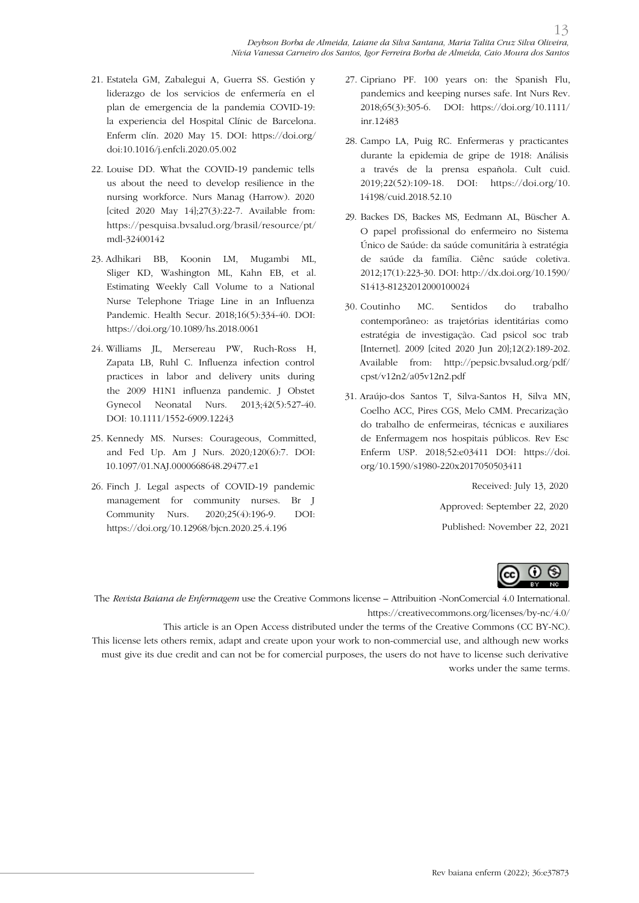21. Estatela GM, Zabalegui A, Guerra SS. Gestión y liderazgo de los servicios de enfermería en el plan de emergencia de la pandemia COVID-19: la experiencia del Hospital Clínic de Barcelona. Enferm clín. 2020 May 15. DOI: https://doi.org/doi:10.1016/j.enfcli.2020.05.002

22. Louise DD. What the COVID-19 pandemic tells us about the need to develop resilience in the nursing workforce. Nurs Manag (Harrow). 2020 [cited 2020 May 14];27(3):22-7. Available from: https://pesquisa.bvsalud.org/brasil/resource/pt/mdl-32400142

23. Adhikari BB, Koonin LM, Mugambi ML, Sliger KD, Washington ML, Kahn EB, et al. Estimating Weekly Call Volume to a National Nurse Telephone Triage Line in an Influenza Pandemic. Health Secur. 2018;16(5):334-40. DOI: https://doi.org/10.1089/hs.2018.0061

24. Williams JL, Mersereau PW, Ruch-Ross H, Zapata LB, Ruhl C. Influenza infection control practices in labor and delivery units during the 2009 H1N1 influenza pandemic. J Obstet Gynecol Neonatal Nurs. 2013;42(5):527-40. DOI: 10.1111/1552-6909.12243

25. Kennedy MS. Nurses: Courageous, Committed, and Fed Up. Am J Nurs. 2020;120(6):7. DOI: 10.1097/01.NAJ.0000668648.29477.e1

26. Finch J. Legal aspects of COVID-19 pandemic management for community nurses. Br J Community Nurs. 2020;25(4):196-9. DOI: https://doi.org/10.12968/bjcn.2020.25.4.196

27. Cipriano PF. 100 years on: the Spanish Flu, pandemics and keeping nurses safe. Int Nurs Rev. 2018;65(3):305-6. DOI: https://doi.org/10.1111/inr.12483

28. Campo LA, Puig RC. Enfermeras y practicantes durante la epidemia de gripe de 1918: Análisis a través de la prensa española. Cult cuid. 2019;22(52):109-18. DOI: https://doi.org/10.14198/cuid.2018.52.10

29. Backes DS, Backes MS, Eedmann AL, Büscher A. O papel profissional do enfermeiro no Sistema Único de Saúde: da saúde comunitária à estratégia de saúde da família. Ciênc saúde coletiva. 2012;17(1):223-30. DOI: http://dx.doi.org/10.1590/S1413-81232012000100024

30. Coutinho MC. Sentidos do trabalho contemporâneo: as trajetórias identitárias como estratégia de investigação. Cad psicol soc trab [Internet]. 2009 [cited 2020 Jun 20];12(2):189-202. Available from: http://pepsic.bvsalud.org/pdf/cpst/v12n2/a05v12n2.pdf

31. Araújo-dos Santos T, Silva-Santos H, Silva MN, Coelho ACC, Pires CGS, Melo CMM. Precarização do trabalho de enfermeiras, técnicas e auxiliares de Enfermagem nos hospitais públicos. Rev Esc Enferm USP. 2018;52:e03411 DOI: https://doi.org/10.1590/s1980-220x2017050503411

Received: July 13, 2020

Approved: September 22, 2020

Published: November 22, 2021

The *Revista Baiana de Enfermagem* use the Creative Commons license – Attribuition -NonComercial 4.0 International. https://creativecommons.org/licenses/by-nc/4.0/

This article is an Open Access distributed under the terms of the Creative Commons (CC BY-NC). This license lets others remix, adapt and create upon your work to non-commercial use, and although new works must give its due credit and can not be for comercial purposes, the users do not have to license such derivative works under the same terms.